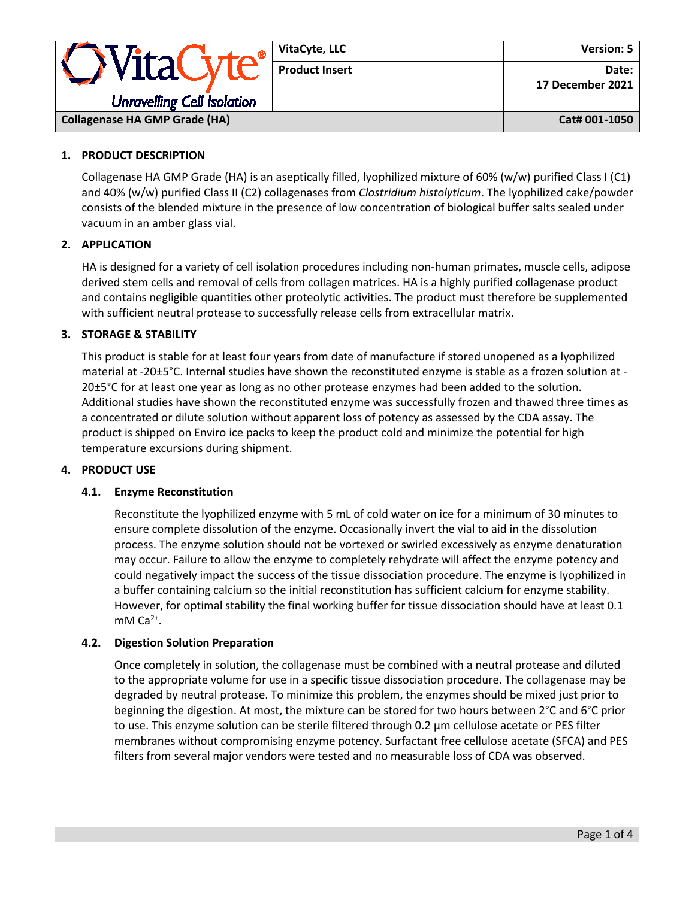| VitaCyte® Unravelling Cell Isolation | VitaCyte, LLC | Version: 5 |
|---|---|---|
| | Product Insert | Date: 17 December 2021 |
| Collagenase HA GMP Grade (HA) | | Cat# 001-1050 |

## 1. PRODUCT DESCRIPTION

Collagenase HA GMP Grade (HA) is an aseptically filled, lyophilized mixture of 60% (w/w) purified Class I (C1) and 40% (w/w) purified Class II (C2) collagenases from *Clostridium histolyticum*. The lyophilized cake/powder consists of the blended mixture in the presence of low concentration of biological buffer salts sealed under vacuum in an amber glass vial.

## 2. APPLICATION

HA is designed for a variety of cell isolation procedures including non-human primates, muscle cells, adipose derived stem cells and removal of cells from collagen matrices. HA is a highly purified collagenase product and contains negligible quantities other proteolytic activities. The product must therefore be supplemented with sufficient neutral protease to successfully release cells from extracellular matrix.

## 3. STORAGE & STABILITY

This product is stable for at least four years from date of manufacture if stored unopened as a lyophilized material at -20±5°C. Internal studies have shown the reconstituted enzyme is stable as a frozen solution at -20±5°C for at least one year as long as no other protease enzymes had been added to the solution. Additional studies have shown the reconstituted enzyme was successfully frozen and thawed three times as a concentrated or dilute solution without apparent loss of potency as assessed by the CDA assay. The product is shipped on Enviro ice packs to keep the product cold and minimize the potential for high temperature excursions during shipment.

## 4. PRODUCT USE

### 4.1. Enzyme Reconstitution

Reconstitute the lyophilized enzyme with 5 mL of cold water on ice for a minimum of 30 minutes to ensure complete dissolution of the enzyme. Occasionally invert the vial to aid in the dissolution process. The enzyme solution should not be vortexed or swirled excessively as enzyme denaturation may occur. Failure to allow the enzyme to completely rehydrate will affect the enzyme potency and could negatively impact the success of the tissue dissociation procedure. The enzyme is lyophilized in a buffer containing calcium so the initial reconstitution has sufficient calcium for enzyme stability. However, for optimal stability the final working buffer for tissue dissociation should have at least 0.1 mM $Ca^{2+}$.

### 4.2. Digestion Solution Preparation

Once completely in solution, the collagenase must be combined with a neutral protease and diluted to the appropriate volume for use in a specific tissue dissociation procedure. The collagenase may be degraded by neutral protease. To minimize this problem, the enzymes should be mixed just prior to beginning the digestion. At most, the mixture can be stored for two hours between 2°C and 6°C prior to use. This enzyme solution can be sterile filtered through 0.2 µm cellulose acetate or PES filter membranes without compromising enzyme potency. Surfactant free cellulose acetate (SFCA) and PES filters from several major vendors were tested and no measurable loss of CDA was observed.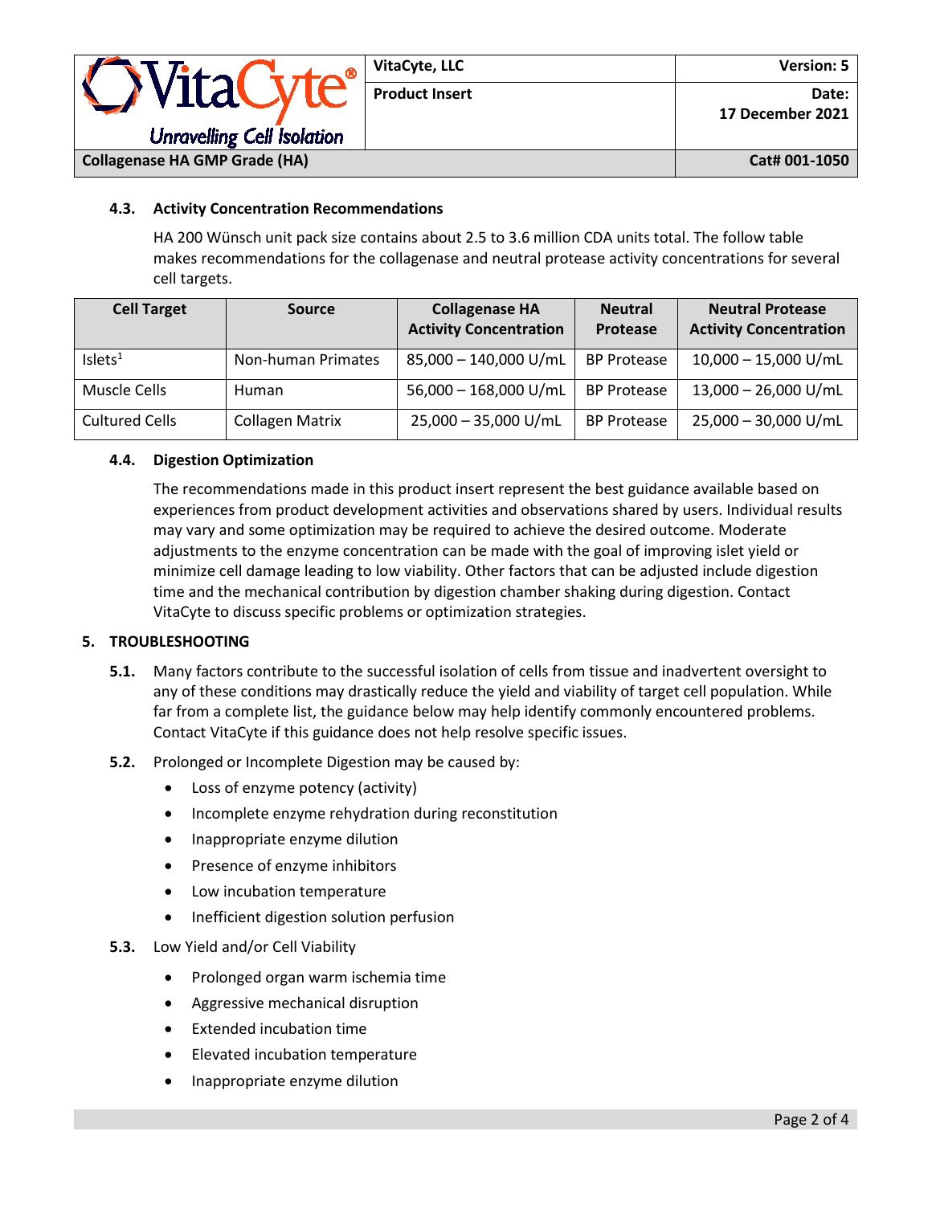#### 4.3. Activity Concentration Recommendations

HA 200 Wünsch unit pack size contains about 2.5 to 3.6 million CDA units total. The follow table makes recommendations for the collagenase and neutral protease activity concentrations for several cell targets.

| Cell Target | Source | Collagenase HA Activity Concentration | Neutral Protease | Neutral Protease Activity Concentration |
|---|---|---|---|---|
| Islets[1] | Non-human Primates | 85,000 – 140,000 U/mL | BP Protease | 10,000 – 15,000 U/mL |
| Muscle Cells | Human | 56,000 – 168,000 U/mL | BP Protease | 13,000 – 26,000 U/mL |
| Cultured Cells | Collagen Matrix | 25,000 – 35,000 U/mL | BP Protease | 25,000 – 30,000 U/mL |

#### 4.4. Digestion Optimization

The recommendations made in this product insert represent the best guidance available based on experiences from product development activities and observations shared by users. Individual results may vary and some optimization may be required to achieve the desired outcome. Moderate adjustments to the enzyme concentration can be made with the goal of improving islet yield or minimize cell damage leading to low viability. Other factors that can be adjusted include digestion time and the mechanical contribution by digestion chamber shaking during digestion. Contact VitaCyte to discuss specific problems or optimization strategies.

### 5. TROUBLESHOOTING

**5.1.** Many factors contribute to the successful isolation of cells from tissue and inadvertent oversight to any of these conditions may drastically reduce the yield and viability of target cell population. While far from a complete list, the guidance below may help identify commonly encountered problems. Contact VitaCyte if this guidance does not help resolve specific issues.

**5.2.** Prolonged or Incomplete Digestion may be caused by:

- Loss of enzyme potency (activity)
- Incomplete enzyme rehydration during reconstitution
- Inappropriate enzyme dilution
- Presence of enzyme inhibitors
- Low incubation temperature
- Inefficient digestion solution perfusion

**5.3.** Low Yield and/or Cell Viability

- Prolonged organ warm ischemia time
- Aggressive mechanical disruption
- Extended incubation time
- Elevated incubation temperature
- Inappropriate enzyme dilution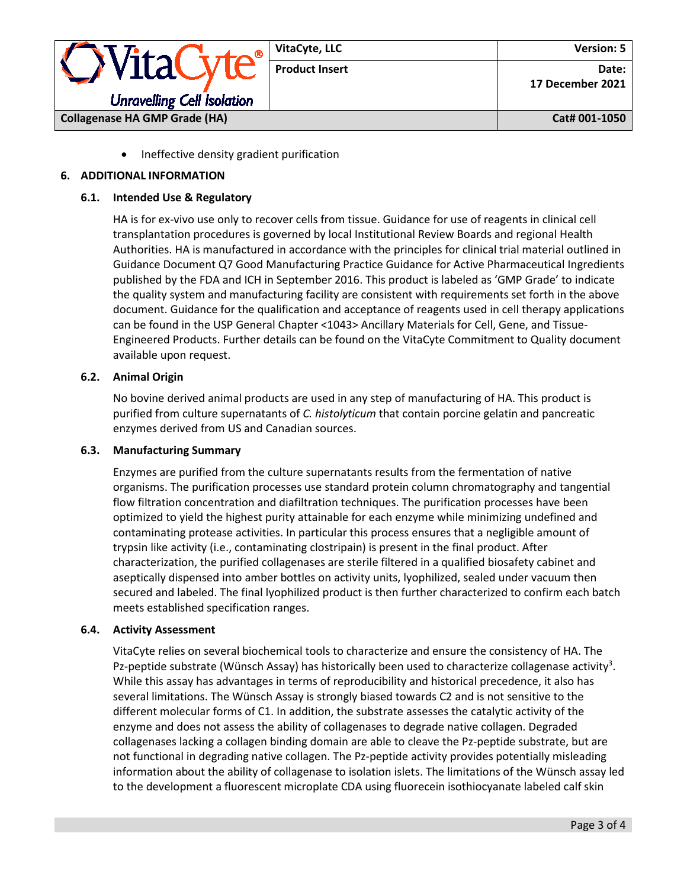- Ineffective density gradient purification

## 6. ADDITIONAL INFORMATION

### 6.1. Intended Use & Regulatory

HA is for ex-vivo use only to recover cells from tissue. Guidance for use of reagents in clinical cell transplantation procedures is governed by local Institutional Review Boards and regional Health Authorities. HA is manufactured in accordance with the principles for clinical trial material outlined in Guidance Document Q7 Good Manufacturing Practice Guidance for Active Pharmaceutical Ingredients published by the FDA and ICH in September 2016. This product is labeled as 'GMP Grade' to indicate the quality system and manufacturing facility are consistent with requirements set forth in the above document. Guidance for the qualification and acceptance of reagents used in cell therapy applications can be found in the USP General Chapter <1043> Ancillary Materials for Cell, Gene, and Tissue-Engineered Products. Further details can be found on the VitaCyte Commitment to Quality document available upon request.

### 6.2. Animal Origin

No bovine derived animal products are used in any step of manufacturing of HA. This product is purified from culture supernatants of *C. histolyticum* that contain porcine gelatin and pancreatic enzymes derived from US and Canadian sources.

### 6.3. Manufacturing Summary

Enzymes are purified from the culture supernatants results from the fermentation of native organisms. The purification processes use standard protein column chromatography and tangential flow filtration concentration and diafiltration techniques. The purification processes have been optimized to yield the highest purity attainable for each enzyme while minimizing undefined and contaminating protease activities. In particular this process ensures that a negligible amount of trypsin like activity (i.e., contaminating clostripain) is present in the final product. After characterization, the purified collagenases are sterile filtered in a qualified biosafety cabinet and aseptically dispensed into amber bottles on activity units, lyophilized, sealed under vacuum then secured and labeled. The final lyophilized product is then further characterized to confirm each batch meets established specification ranges.

### 6.4. Activity Assessment

VitaCyte relies on several biochemical tools to characterize and ensure the consistency of HA. The Pz-peptide substrate (Wünsch Assay) has historically been used to characterize collagenase activity[3]. While this assay has advantages in terms of reproducibility and historical precedence, it also has several limitations. The Wünsch Assay is strongly biased towards C2 and is not sensitive to the different molecular forms of C1. In addition, the substrate assesses the catalytic activity of the enzyme and does not assess the ability of collagenases to degrade native collagen. Degraded collagenases lacking a collagen binding domain are able to cleave the Pz-peptide substrate, but are not functional in degrading native collagen. The Pz-peptide activity provides potentially misleading information about the ability of collagenase to isolation islets. The limitations of the Wünsch assay led to the development a fluorescent microplate CDA using fluorecein isothiocyanate labeled calf skin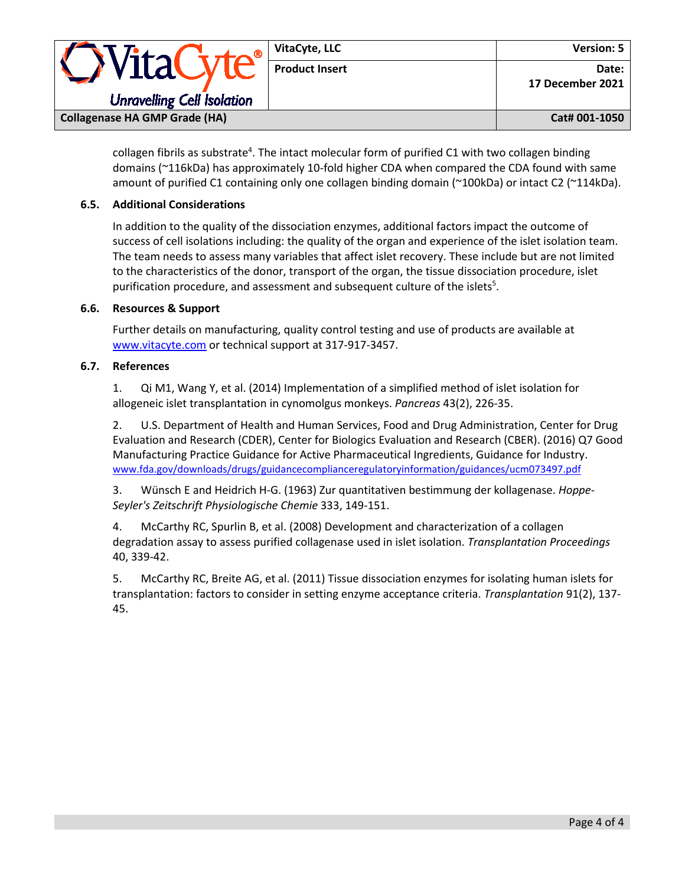collagen fibrils as substrate[4]. The intact molecular form of purified C1 with two collagen binding domains (~116kDa) has approximately 10-fold higher CDA when compared the CDA found with same amount of purified C1 containing only one collagen binding domain (~100kDa) or intact C2 (~114kDa).

### 6.5. Additional Considerations

In addition to the quality of the dissociation enzymes, additional factors impact the outcome of success of cell isolations including: the quality of the organ and experience of the islet isolation team. The team needs to assess many variables that affect islet recovery. These include but are not limited to the characteristics of the donor, transport of the organ, the tissue dissociation procedure, islet purification procedure, and assessment and subsequent culture of the islets[5].

### 6.6. Resources & Support

Further details on manufacturing, quality control testing and use of products are available at [www.vitacyte.com](www.vitacyte.com) or technical support at 317-917-3457.

### 6.7. References

1. Qi M1, Wang Y, et al. (2014) Implementation of a simplified method of islet isolation for allogeneic islet transplantation in cynomolgus monkeys. *Pancreas* 43(2), 226-35.

2. U.S. Department of Health and Human Services, Food and Drug Administration, Center for Drug Evaluation and Research (CDER), Center for Biologics Evaluation and Research (CBER). (2016) Q7 Good Manufacturing Practice Guidance for Active Pharmaceutical Ingredients, Guidance for Industry. [www.fda.gov/downloads/drugs/guidancecomplianceregulatoryinformation/guidances/ucm073497.pdf](www.fda.gov/downloads/drugs/guidancecomplianceregulatoryinformation/guidances/ucm073497.pdf)

3. Wünsch E and Heidrich H-G. (1963) Zur quantitativen bestimmung der kollagenase. *Hoppe-Seyler's Zeitschrift Physiologische Chemie* 333, 149-151.

4. McCarthy RC, Spurlin B, et al. (2008) Development and characterization of a collagen degradation assay to assess purified collagenase used in islet isolation. *Transplantation Proceedings* 40, 339-42.

5. McCarthy RC, Breite AG, et al. (2011) Tissue dissociation enzymes for isolating human islets for transplantation: factors to consider in setting enzyme acceptance criteria. *Transplantation* 91(2), 137-45.